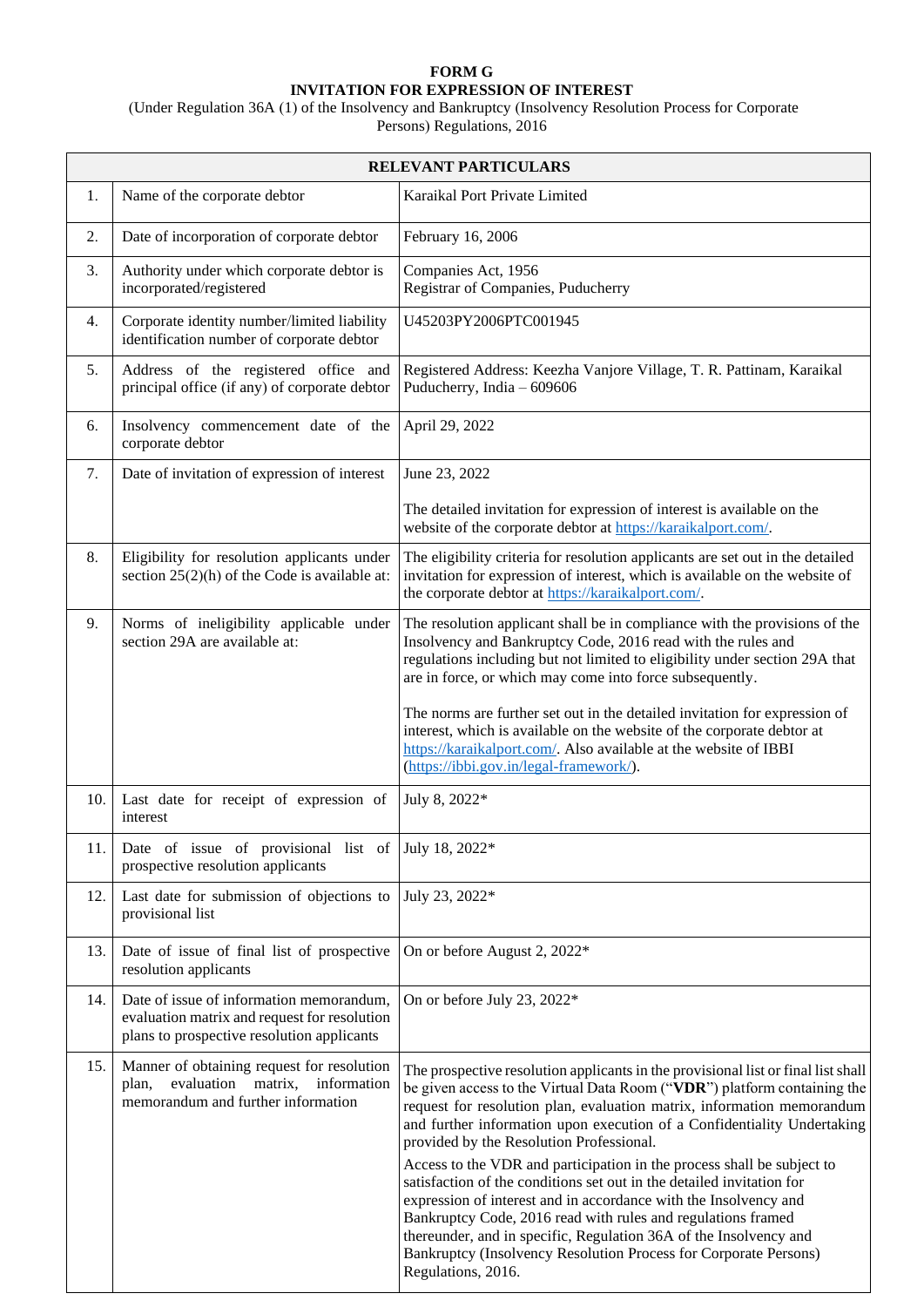**FORM G**
**INVITATION FOR EXPRESSION OF INTEREST**
(Under Regulation 36A (1) of the Insolvency and Bankruptcy (Insolvency Resolution Process for Corporate Persons) Regulations, 2016

| **RELEVANT PARTICULARS** | | |
|---|---|---|
| 1. | Name of the corporate debtor | Karaikal Port Private Limited |
| 2. | Date of incorporation of corporate debtor | February 16, 2006 |
| 3. | Authority under which corporate debtor is incorporated/registered | Companies Act, 1956<br>Registrar of Companies, Puducherry |
| 4. | Corporate identity number/limited liability identification number of corporate debtor | U45203PY2006PTC001945 |
| 5. | Address of the registered office and principal office (if any) of corporate debtor | Registered Address: Keezha Vanjore Village, T. R. Pattinam, Karaikal Puducherry, India – 609606 |
| 6. | Insolvency commencement date of the corporate debtor | April 29, 2022 |
| 7. | Date of invitation of expression of interest | June 23, 2022<br><br>The detailed invitation for expression of interest is available on the website of the corporate debtor at https://karaikalport.com/. |
| 8. | Eligibility for resolution applicants under section 25(2)(h) of the Code is available at: | The eligibility criteria for resolution applicants are set out in the detailed invitation for expression of interest, which is available on the website of the corporate debtor at https://karaikalport.com/. |
| 9. | Norms of ineligibility applicable under section 29A are available at: | The resolution applicant shall be in compliance with the provisions of the Insolvency and Bankruptcy Code, 2016 read with the rules and regulations including but not limited to eligibility under section 29A that are in force, or which may come into force subsequently.<br><br>The norms are further set out in the detailed invitation for expression of interest, which is available on the website of the corporate debtor at https://karaikalport.com/. Also available at the website of IBBI (https://ibbi.gov.in/legal-framework/). |
| 10. | Last date for receipt of expression of interest | July 8, 2022* |
| 11. | Date of issue of provisional list of prospective resolution applicants | July 18, 2022* |
| 12. | Last date for submission of objections to provisional list | July 23, 2022* |
| 13. | Date of issue of final list of prospective resolution applicants | On or before August 2, 2022* |
| 14. | Date of issue of information memorandum, evaluation matrix and request for resolution plans to prospective resolution applicants | On or before July 23, 2022* |
| 15. | Manner of obtaining request for resolution plan, evaluation matrix, information memorandum and further information | The prospective resolution applicants in the provisional list or final list shall be given access to the Virtual Data Room ("**VDR**") platform containing the request for resolution plan, evaluation matrix, information memorandum and further information upon execution of a Confidentiality Undertaking provided by the Resolution Professional.<br><br>Access to the VDR and participation in the process shall be subject to satisfaction of the conditions set out in the detailed invitation for expression of interest and in accordance with the Insolvency and Bankruptcy Code, 2016 read with rules and regulations framed thereunder, and in specific, Regulation 36A of the Insolvency and Bankruptcy (Insolvency Resolution Process for Corporate Persons) Regulations, 2016. |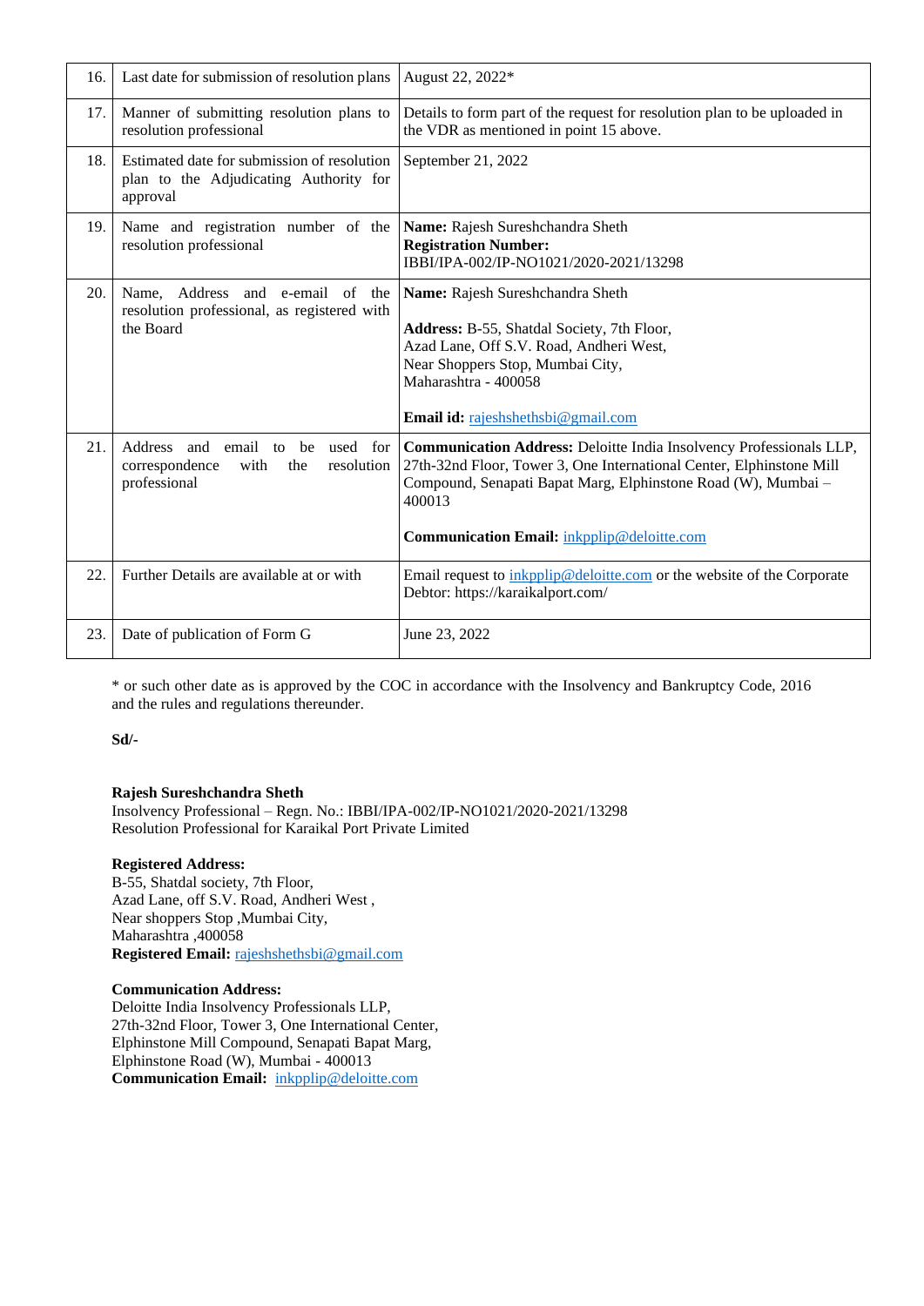| | | |
|---|---|---|
| 16. | Last date for submission of resolution plans | August 22, 2022* |
| 17. | Manner of submitting resolution plans to resolution professional | Details to form part of the request for resolution plan to be uploaded in the VDR as mentioned in point 15 above. |
| 18. | Estimated date for submission of resolution plan to the Adjudicating Authority for approval | September 21, 2022 |
| 19. | Name and registration number of the resolution professional | **Name:** Rajesh Sureshchandra Sheth<br>**Registration Number:** IBBI/IPA-002/IP-NO1021/2020-2021/13298 |
| 20. | Name, Address and e-email of the resolution professional, as registered with the Board | **Name:** Rajesh Sureshchandra Sheth<br><br>**Address:** B-55, Shatdal Society, 7th Floor, Azad Lane, Off S.V. Road, Andheri West, Near Shoppers Stop, Mumbai City, Maharashtra - 400058<br><br>**Email id:** rajeshshethsbi@gmail.com |
| 21. | Address and email to be used for correspondence with the resolution professional | **Communication Address:** Deloitte India Insolvency Professionals LLP, 27th-32nd Floor, Tower 3, One International Center, Elphinstone Mill Compound, Senapati Bapat Marg, Elphinstone Road (W), Mumbai – 400013<br><br>**Communication Email:** inkpplip@deloitte.com |
| 22. | Further Details are available at or with | Email request to inkpplip@deloitte.com or the website of the Corporate Debtor: https://karaikalport.com/ |
| 23. | Date of publication of Form G | June 23, 2022 |

* or such other date as is approved by the COC in accordance with the Insolvency and Bankruptcy Code, 2016 and the rules and regulations thereunder.

**Sd/-**

**Rajesh Sureshchandra Sheth**
Insolvency Professional – Regn. No.: IBBI/IPA-002/IP-NO1021/2020-2021/13298
Resolution Professional for Karaikal Port Private Limited

**Registered Address:**
B-55, Shatdal society, 7th Floor,
Azad Lane, off S.V. Road, Andheri West ,
Near shoppers Stop ,Mumbai City,
Maharashtra ,400058
**Registered Email:** rajeshshethsbi@gmail.com

**Communication Address:**
Deloitte India Insolvency Professionals LLP,
27th-32nd Floor, Tower 3, One International Center,
Elphinstone Mill Compound, Senapati Bapat Marg,
Elphinstone Road (W), Mumbai - 400013
**Communication Email:** inkpplip@deloitte.com